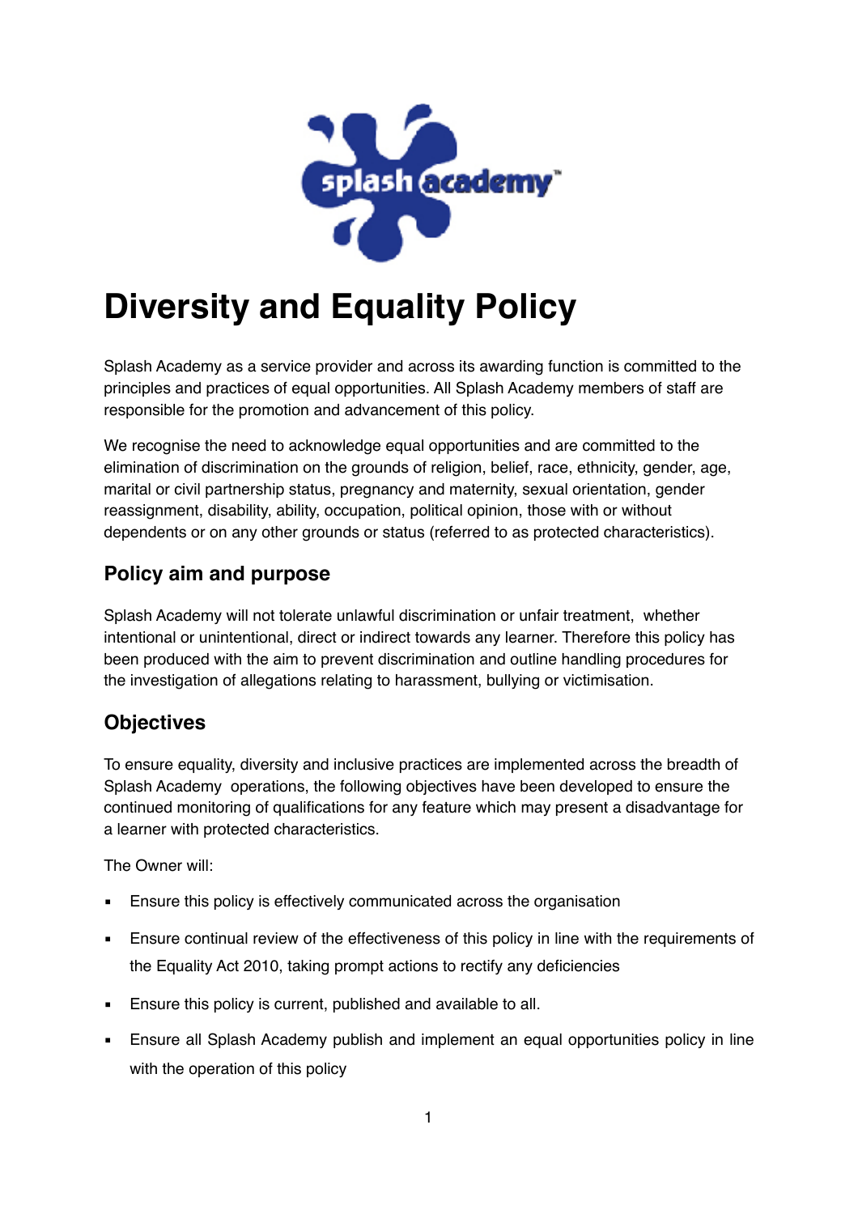# Diversity and Equality Policy

Splash Academy as a service provider and across its awarding function is committed to the principles and practices of equal opportunities. All Splash Academy members of staff are responsible for the promotion and advancement of this policy.

We recognise the need to acknowledge equal opportunities and are committed to the elimination of discrimination on the grounds of religion, belief, race, ethnicity, gender, age, marital or civil partnership status, pregnancy and maternity, sexual orientation, gender reassignment, disability, ability, occupation, political opinion, those with or without dependents or on any other grounds or status (referred to as protected characteristics).

## Policy aim and purpose

Splash Academy will not tolerate unlawful discrimination or unfair treatment, whether intentional or unintentional, direct or indirect towards any learner. Therefore this policy has been produced with the aim to prevent discrimination and outline handling procedures for the investigation of allegations relating to harassment, bullying or victimisation.

## Objectives

To ensure equality, diversity and inclusive practices are implemented across the breadth of Splash Academy operations, the following objectives have been developed to ensure the continued monitoring of qualifications for any feature which may present a disadvantage for a learner with protected characteristics.

The Owner will:

- Ensure this policy is effectively communicated across the organisation
- Ensure continual review of the effectiveness of this policy in line with the requirements of the Equality Act 2010, taking prompt actions to rectify any deficiencies
- Ensure this policy is current, published and available to all.
- Ensure all Splash Academy publish and implement an equal opportunities policy in line with the operation of this policy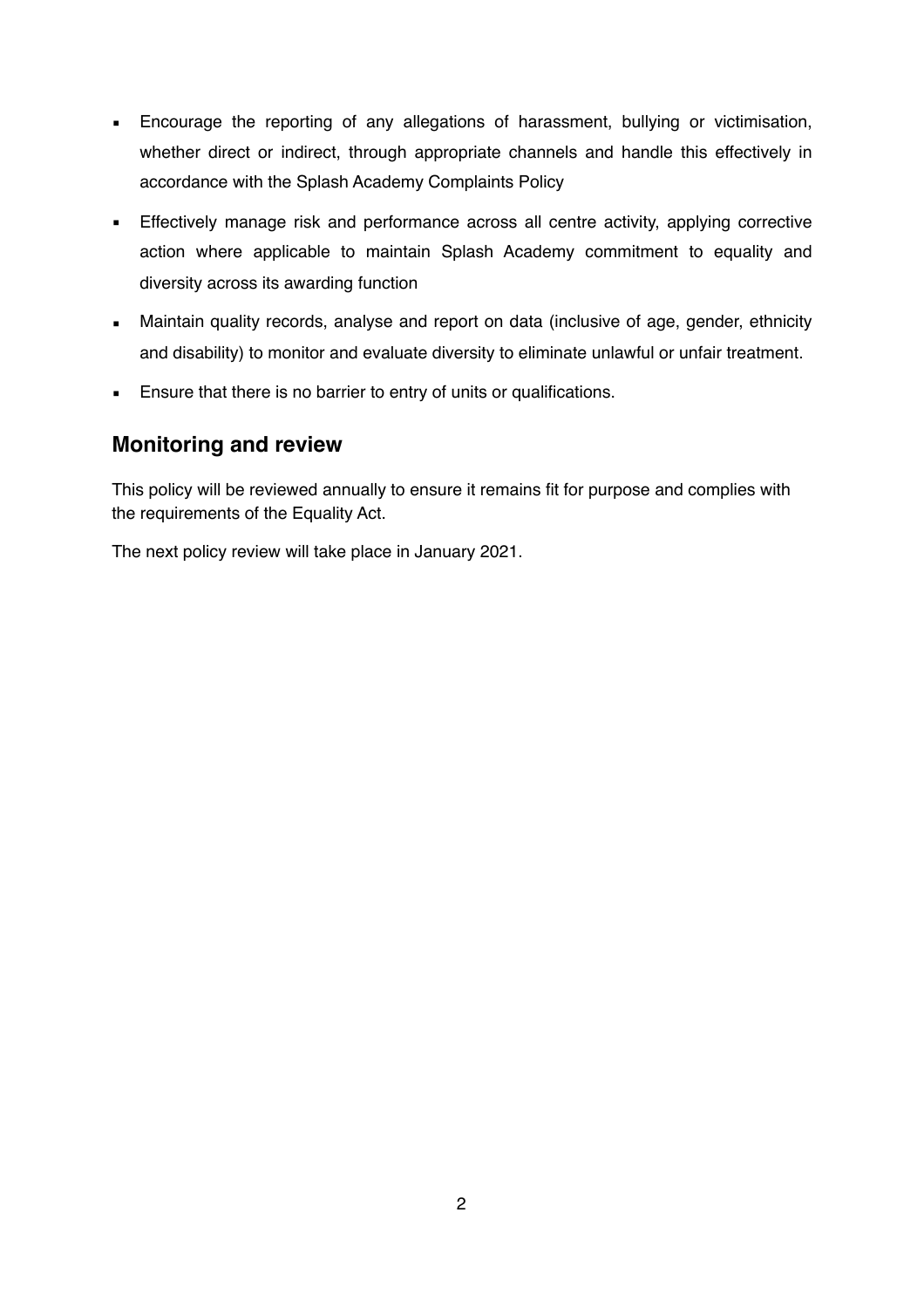- Encourage the reporting of any allegations of harassment, bullying or victimisation, whether direct or indirect, through appropriate channels and handle this effectively in accordance with the Splash Academy Complaints Policy
- Effectively manage risk and performance across all centre activity, applying corrective action where applicable to maintain Splash Academy commitment to equality and diversity across its awarding function
- Maintain quality records, analyse and report on data (inclusive of age, gender, ethnicity and disability) to monitor and evaluate diversity to eliminate unlawful or unfair treatment.
- Ensure that there is no barrier to entry of units or qualifications.

## Monitoring and review

This policy will be reviewed annually to ensure it remains fit for purpose and complies with the requirements of the Equality Act.

The next policy review will take place in January 2021.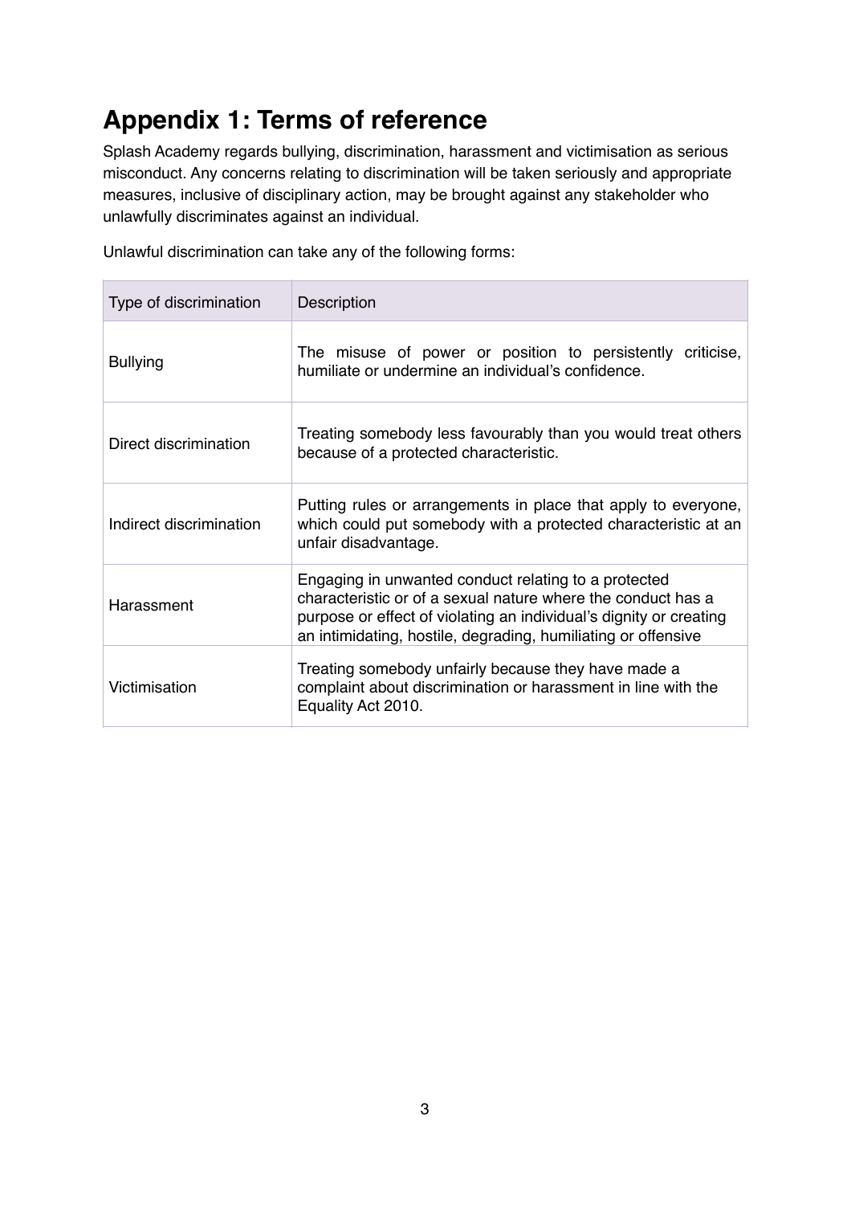# Appendix 1: Terms of reference

Splash Academy regards bullying, discrimination, harassment and victimisation as serious misconduct. Any concerns relating to discrimination will be taken seriously and appropriate measures, inclusive of disciplinary action, may be brought against any stakeholder who unlawfully discriminates against an individual.

Unlawful discrimination can take any of the following forms:

| Type of discrimination | Description |
|---|---|
| Bullying | The misuse of power or position to persistently criticise, humiliate or undermine an individual's confidence. |
| Direct discrimination | Treating somebody less favourably than you would treat others because of a protected characteristic. |
| Indirect discrimination | Putting rules or arrangements in place that apply to everyone, which could put somebody with a protected characteristic at an unfair disadvantage. |
| Harassment | Engaging in unwanted conduct relating to a protected characteristic or of a sexual nature where the conduct has a purpose or effect of violating an individual's dignity or creating an intimidating, hostile, degrading, humiliating or offensive |
| Victimisation | Treating somebody unfairly because they have made a complaint about discrimination or harassment in line with the Equality Act 2010. |